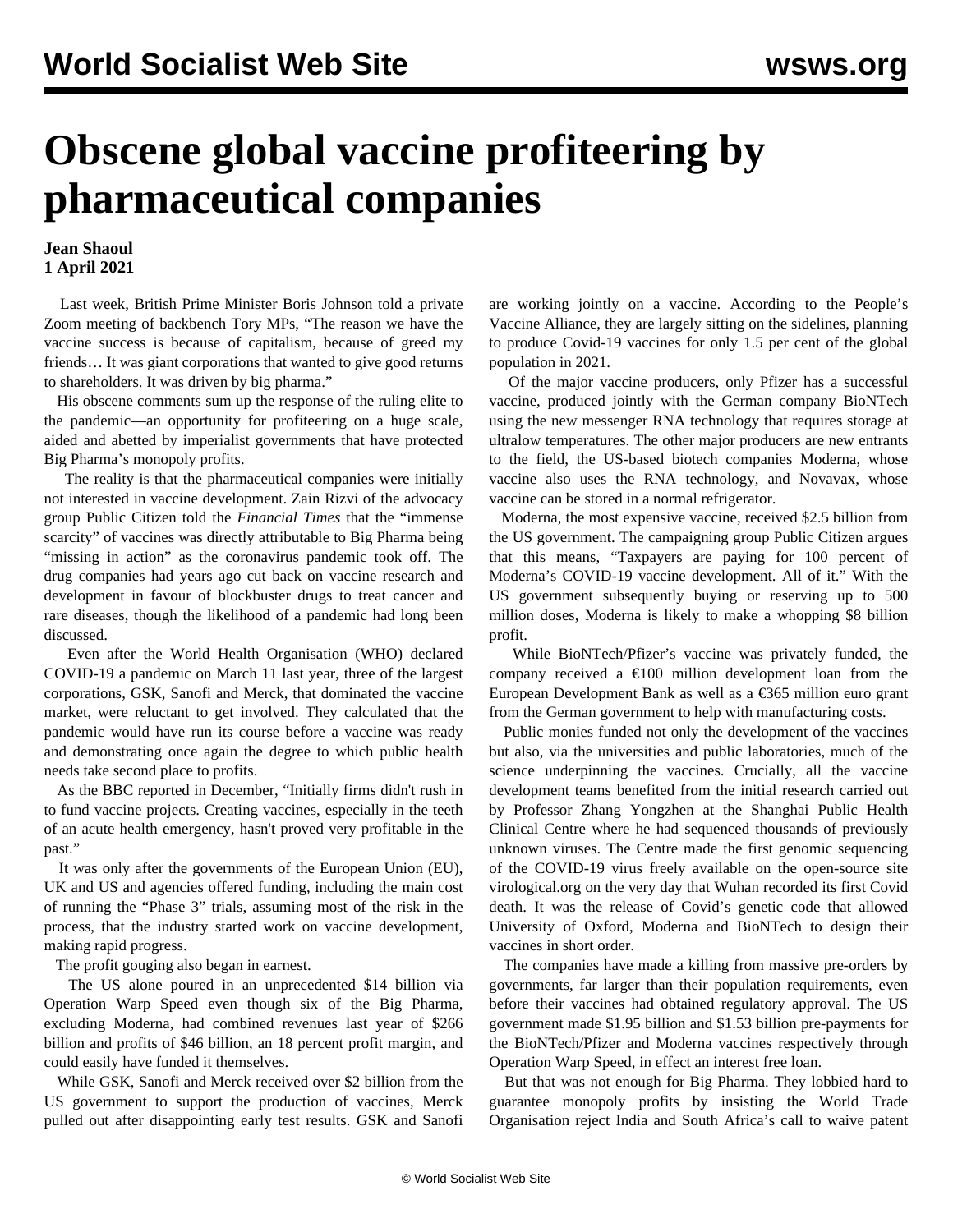# Obscene global vaccine profiteering by pharmaceutical companies

**Jean Shaoul**
**1 April 2021**

Last week, British Prime Minister Boris Johnson told a private Zoom meeting of backbench Tory MPs, "The reason we have the vaccine success is because of capitalism, because of greed my friends… It was giant corporations that wanted to give good returns to shareholders. It was driven by big pharma."

His obscene comments sum up the response of the ruling elite to the pandemic—an opportunity for profiteering on a huge scale, aided and abetted by imperialist governments that have protected Big Pharma's monopoly profits.

The reality is that the pharmaceutical companies were initially not interested in vaccine development. Zain Rizvi of the advocacy group Public Citizen told the *Financial Times* that the "immense scarcity" of vaccines was directly attributable to Big Pharma being "missing in action" as the coronavirus pandemic took off. The drug companies had years ago cut back on vaccine research and development in favour of blockbuster drugs to treat cancer and rare diseases, though the likelihood of a pandemic had long been discussed.

Even after the World Health Organisation (WHO) declared COVID-19 a pandemic on March 11 last year, three of the largest corporations, GSK, Sanofi and Merck, that dominated the vaccine market, were reluctant to get involved. They calculated that the pandemic would have run its course before a vaccine was ready and demonstrating once again the degree to which public health needs take second place to profits.

As the BBC reported in December, "Initially firms didn't rush in to fund vaccine projects. Creating vaccines, especially in the teeth of an acute health emergency, hasn't proved very profitable in the past."

It was only after the governments of the European Union (EU), UK and US and agencies offered funding, including the main cost of running the "Phase 3" trials, assuming most of the risk in the process, that the industry started work on vaccine development, making rapid progress.

The profit gouging also began in earnest.

The US alone poured in an unprecedented $14 billion via Operation Warp Speed even though six of the Big Pharma, excluding Moderna, had combined revenues last year of $266 billion and profits of $46 billion, an 18 percent profit margin, and could easily have funded it themselves.

While GSK, Sanofi and Merck received over $2 billion from the US government to support the production of vaccines, Merck pulled out after disappointing early test results. GSK and Sanofi are working jointly on a vaccine. According to the People's Vaccine Alliance, they are largely sitting on the sidelines, planning to produce Covid-19 vaccines for only 1.5 per cent of the global population in 2021.

Of the major vaccine producers, only Pfizer has a successful vaccine, produced jointly with the German company BioNTech using the new messenger RNA technology that requires storage at ultralow temperatures. The other major producers are new entrants to the field, the US-based biotech companies Moderna, whose vaccine also uses the RNA technology, and Novavax, whose vaccine can be stored in a normal refrigerator.

Moderna, the most expensive vaccine, received $2.5 billion from the US government. The campaigning group Public Citizen argues that this means, "Taxpayers are paying for 100 percent of Moderna's COVID-19 vaccine development. All of it." With the US government subsequently buying or reserving up to 500 million doses, Moderna is likely to make a whopping $8 billion profit.

While BioNTech/Pfizer's vaccine was privately funded, the company received a €100 million development loan from the European Development Bank as well as a €365 million euro grant from the German government to help with manufacturing costs.

Public monies funded not only the development of the vaccines but also, via the universities and public laboratories, much of the science underpinning the vaccines. Crucially, all the vaccine development teams benefited from the initial research carried out by Professor Zhang Yongzhen at the Shanghai Public Health Clinical Centre where he had sequenced thousands of previously unknown viruses. The Centre made the first genomic sequencing of the COVID-19 virus freely available on the open-source site virological.org on the very day that Wuhan recorded its first Covid death. It was the release of Covid's genetic code that allowed University of Oxford, Moderna and BioNTech to design their vaccines in short order.

The companies have made a killing from massive pre-orders by governments, far larger than their population requirements, even before their vaccines had obtained regulatory approval. The US government made $1.95 billion and $1.53 billion pre-payments for the BioNTech/Pfizer and Moderna vaccines respectively through Operation Warp Speed, in effect an interest free loan.

But that was not enough for Big Pharma. They lobbied hard to guarantee monopoly profits by insisting the World Trade Organisation reject India and South Africa's call to waive patent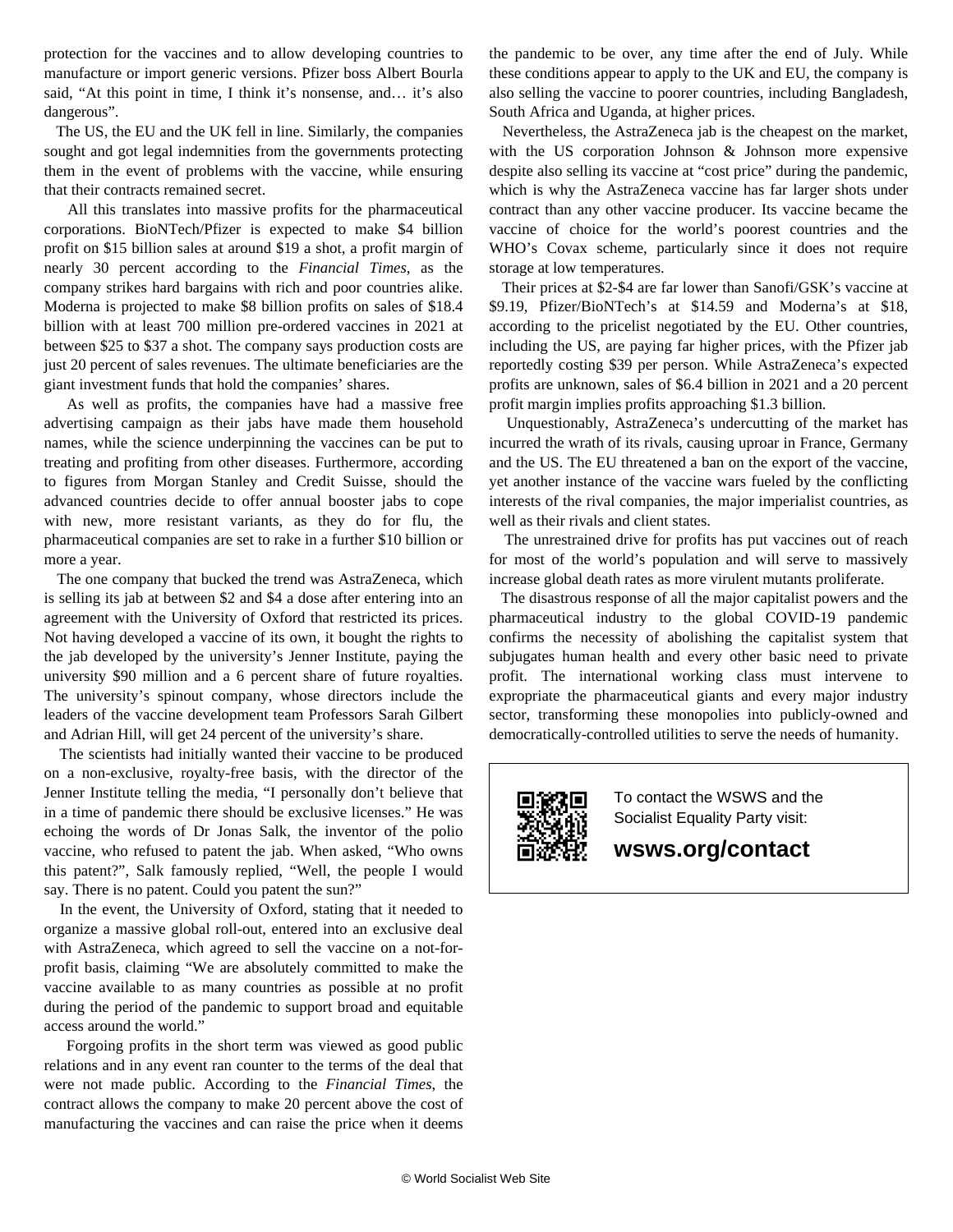protection for the vaccines and to allow developing countries to manufacture or import generic versions. Pfizer boss Albert Bourla said, "At this point in time, I think it's nonsense, and… it's also dangerous".

The US, the EU and the UK fell in line. Similarly, the companies sought and got legal indemnities from the governments protecting them in the event of problems with the vaccine, while ensuring that their contracts remained secret.

All this translates into massive profits for the pharmaceutical corporations. BioNTech/Pfizer is expected to make $4 billion profit on $15 billion sales at around $19 a shot, a profit margin of nearly 30 percent according to the *Financial Times*, as the company strikes hard bargains with rich and poor countries alike. Moderna is projected to make $8 billion profits on sales of $18.4 billion with at least 700 million pre-ordered vaccines in 2021 at between $25 to $37 a shot. The company says production costs are just 20 percent of sales revenues. The ultimate beneficiaries are the giant investment funds that hold the companies' shares.

As well as profits, the companies have had a massive free advertising campaign as their jabs have made them household names, while the science underpinning the vaccines can be put to treating and profiting from other diseases. Furthermore, according to figures from Morgan Stanley and Credit Suisse, should the advanced countries decide to offer annual booster jabs to cope with new, more resistant variants, as they do for flu, the pharmaceutical companies are set to rake in a further $10 billion or more a year.

The one company that bucked the trend was AstraZeneca, which is selling its jab at between $2 and $4 a dose after entering into an agreement with the University of Oxford that restricted its prices. Not having developed a vaccine of its own, it bought the rights to the jab developed by the university's Jenner Institute, paying the university $90 million and a 6 percent share of future royalties. The university's spinout company, whose directors include the leaders of the vaccine development team Professors Sarah Gilbert and Adrian Hill, will get 24 percent of the university's share.

The scientists had initially wanted their vaccine to be produced on a non-exclusive, royalty-free basis, with the director of the Jenner Institute telling the media, "I personally don't believe that in a time of pandemic there should be exclusive licenses." He was echoing the words of Dr Jonas Salk, the inventor of the polio vaccine, who refused to patent the jab. When asked, "Who owns this patent?", Salk famously replied, "Well, the people I would say. There is no patent. Could you patent the sun?"

In the event, the University of Oxford, stating that it needed to organize a massive global roll-out, entered into an exclusive deal with AstraZeneca, which agreed to sell the vaccine on a not-for-profit basis, claiming "We are absolutely committed to make the vaccine available to as many countries as possible at no profit during the period of the pandemic to support broad and equitable access around the world."

Forgoing profits in the short term was viewed as good public relations and in any event ran counter to the terms of the deal that were not made public. According to the *Financial Times*, the contract allows the company to make 20 percent above the cost of manufacturing the vaccines and can raise the price when it deems the pandemic to be over, any time after the end of July. While these conditions appear to apply to the UK and EU, the company is also selling the vaccine to poorer countries, including Bangladesh, South Africa and Uganda, at higher prices.

Nevertheless, the AstraZeneca jab is the cheapest on the market, with the US corporation Johnson & Johnson more expensive despite also selling its vaccine at "cost price" during the pandemic, which is why the AstraZeneca vaccine has far larger shots under contract than any other vaccine producer. Its vaccine became the vaccine of choice for the world's poorest countries and the WHO's Covax scheme, particularly since it does not require storage at low temperatures.

Their prices at $2-$4 are far lower than Sanofi/GSK's vaccine at $9.19, Pfizer/BioNTech's at $14.59 and Moderna's at $18, according to the pricelist negotiated by the EU. Other countries, including the US, are paying far higher prices, with the Pfizer jab reportedly costing $39 per person. While AstraZeneca's expected profits are unknown, sales of $6.4 billion in 2021 and a 20 percent profit margin implies profits approaching $1.3 billion.

Unquestionably, AstraZeneca's undercutting of the market has incurred the wrath of its rivals, causing uproar in France, Germany and the US. The EU threatened a ban on the export of the vaccine, yet another instance of the vaccine wars fueled by the conflicting interests of the rival companies, the major imperialist countries, as well as their rivals and client states.

The unrestrained drive for profits has put vaccines out of reach for most of the world's population and will serve to massively increase global death rates as more virulent mutants proliferate.

The disastrous response of all the major capitalist powers and the pharmaceutical industry to the global COVID-19 pandemic confirms the necessity of abolishing the capitalist system that subjugates human health and every other basic need to private profit. The international working class must intervene to expropriate the pharmaceutical giants and every major industry sector, transforming these monopolies into publicly-owned and democratically-controlled utilities to serve the needs of humanity.

To contact the WSWS and the Socialist Equality Party visit:

**wsws.org/contact**